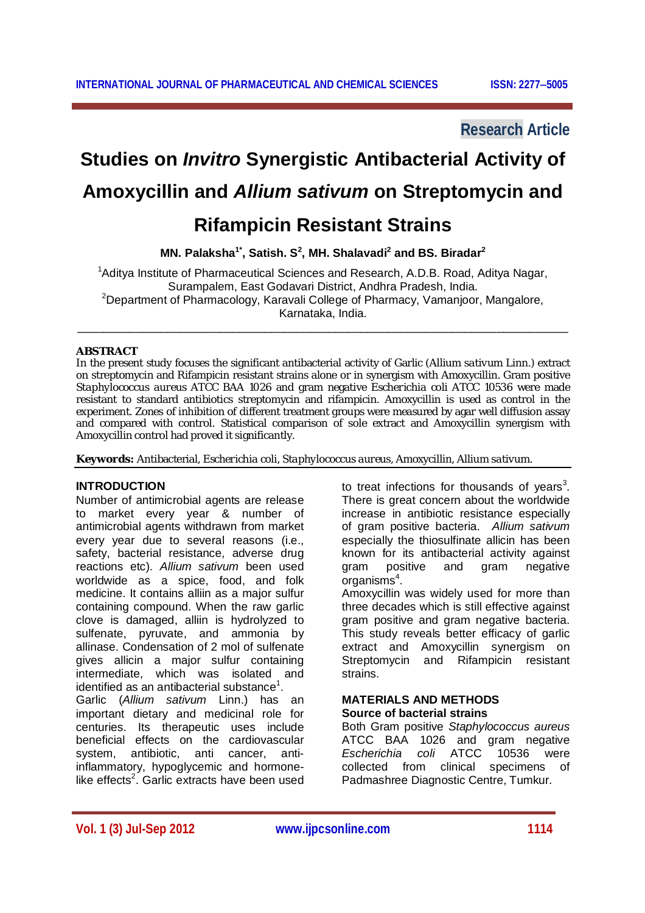Research Article

# Studies on *Invitro* Synergistic Antibacterial Activity of Amoxycillin and *Allium sativum* on Streptomycin and Rifampicin Resistant Strains

**MN. Palaksha[1*], Satish. S[2], MH. Shalavadi[2] and BS. Biradar[2]**

[1]Aditya Institute of Pharmaceutical Sciences and Research, A.D.B. Road, Aditya Nagar, Surampalem, East Godavari District, Andhra Pradesh, India.
[2]Department of Pharmacology, Karavali College of Pharmacy, Vamanjoor, Mangalore, Karnataka, India.

---

**ABSTRACT**

In the present study focuses the significant antibacterial activity of Garlic (Allium sativum Linn.) extract on streptomycin and Rifampicin resistant strains alone or in synergism with Amoxycillin. Gram positive Staphylococcus aureus ATCC BAA 1026 and gram negative Escherichia coli ATCC 10536 were made resistant to standard antibiotics streptomycin and rifampicin. Amoxycillin is used as control in the experiment. Zones of inhibition of different treatment groups were measured by agar well diffusion assay and compared with control. Statistical comparison of sole extract and Amoxycillin synergism with Amoxycillin control had proved it significantly.

**Keywords:** Antibacterial, Escherichia coli, Staphylococcus aureus, Amoxycillin, Allium sativum.

## INTRODUCTION

Number of antimicrobial agents are release to market every year & number of antimicrobial agents withdrawn from market every year due to several reasons (i.e., safety, bacterial resistance, adverse drug reactions etc). *Allium sativum* been used worldwide as a spice, food, and folk medicine. It contains alliin as a major sulfur containing compound. When the raw garlic clove is damaged, alliin is hydrolyzed to sulfenate, pyruvate, and ammonia by allinase. Condensation of 2 mol of sulfenate gives allicin a major sulfur containing intermediate, which was isolated and identified as an antibacterial substance[1].

Garlic (*Allium sativum* Linn.) has an important dietary and medicinal role for centuries. Its therapeutic uses include beneficial effects on the cardiovascular system, antibiotic, anti cancer, anti-inflammatory, hypoglycemic and hormone-like effects[2]. Garlic extracts have been used to treat infections for thousands of years[3]. There is great concern about the worldwide increase in antibiotic resistance especially of gram positive bacteria. *Allium sativum* especially the thiosulfinate allicin has been known for its antibacterial activity against gram positive and gram negative organisms[4].

Amoxycillin was widely used for more than three decades which is still effective against gram positive and gram negative bacteria. This study reveals better efficacy of garlic extract and Amoxycillin synergism on Streptomycin and Rifampicin resistant strains.

## MATERIALS AND METHODS

### Source of bacterial strains

Both Gram positive *Staphylococcus aureus* ATCC BAA 1026 and gram negative *Escherichia coli* ATCC 10536 were collected from clinical specimens of Padmashree Diagnostic Centre, Tumkur.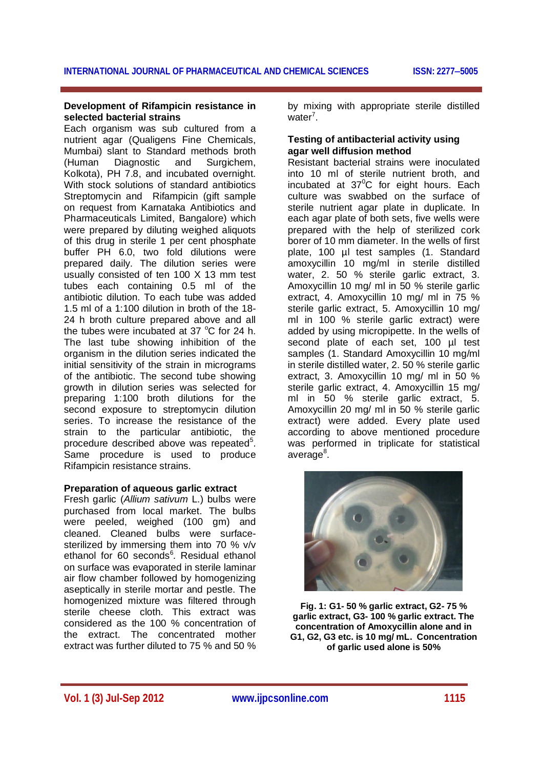### Development of Rifampicin resistance in selected bacterial strains

Each organism was sub cultured from a nutrient agar (Qualigens Fine Chemicals, Mumbai) slant to Standard methods broth (Human Diagnostic and Surgichem, Kolkota), PH 7.8, and incubated overnight. With stock solutions of standard antibiotics Streptomycin and Rifampicin (gift sample on request from Karnataka Antibiotics and Pharmaceuticals Limited, Bangalore) which were prepared by diluting weighed aliquots of this drug in sterile 1 per cent phosphate buffer PH 6.0, two fold dilutions were prepared daily. The dilution series were usually consisted of ten 100 X 13 mm test tubes each containing 0.5 ml of the antibiotic dilution. To each tube was added 1.5 ml of a 1:100 dilution in broth of the 18-24 h broth culture prepared above and all the tubes were incubated at 37 °C for 24 h. The last tube showing inhibition of the organism in the dilution series indicated the initial sensitivity of the strain in micrograms of the antibiotic. The second tube showing growth in dilution series was selected for preparing 1:100 broth dilutions for the second exposure to streptomycin dilution series. To increase the resistance of the strain to the particular antibiotic, the procedure described above was repeated[5]. Same procedure is used to produce Rifampicin resistance strains.

### Preparation of aqueous garlic extract

Fresh garlic (*Allium sativum* L.) bulbs were purchased from local market. The bulbs were peeled, weighed (100 gm) and cleaned. Cleaned bulbs were surface-sterilized by immersing them into 70 % v/v ethanol for 60 seconds[6]. Residual ethanol on surface was evaporated in sterile laminar air flow chamber followed by homogenizing aseptically in sterile mortar and pestle. The homogenized mixture was filtered through sterile cheese cloth. This extract was considered as the 100 % concentration of the extract. The concentrated mother extract was further diluted to 75 % and 50 % by mixing with appropriate sterile distilled water[7].

### Testing of antibacterial activity using agar well diffusion method

Resistant bacterial strains were inoculated into 10 ml of sterile nutrient broth, and incubated at 37°C for eight hours. Each culture was swabbed on the surface of sterile nutrient agar plate in duplicate. In each agar plate of both sets, five wells were prepared with the help of sterilized cork borer of 10 mm diameter. In the wells of first plate, 100 µl test samples (1. Standard amoxycillin 10 mg/ml in sterile distilled water, 2. 50 % sterile garlic extract, 3. Amoxycillin 10 mg/ ml in 50 % sterile garlic extract, 4. Amoxycillin 10 mg/ ml in 75 % sterile garlic extract, 5. Amoxycillin 10 mg/ ml in 100 % sterile garlic extract) were added by using micropipette. In the wells of second plate of each set, 100 µl test samples (1. Standard Amoxycillin 10 mg/ml in sterile distilled water, 2. 50 % sterile garlic extract, 3. Amoxycillin 10 mg/ ml in 50 % sterile garlic extract, 4. Amoxycillin 15 mg/ ml in 50 % sterile garlic extract, 5. Amoxycillin 20 mg/ ml in 50 % sterile garlic extract) were added. Every plate used according to above mentioned procedure was performed in triplicate for statistical average[8].

**Fig. 1: G1- 50 % garlic extract, G2- 75 % garlic extract, G3- 100 % garlic extract. The concentration of Amoxycillin alone and in G1, G2, G3 etc. is 10 mg/ mL. Concentration of garlic used alone is 50%**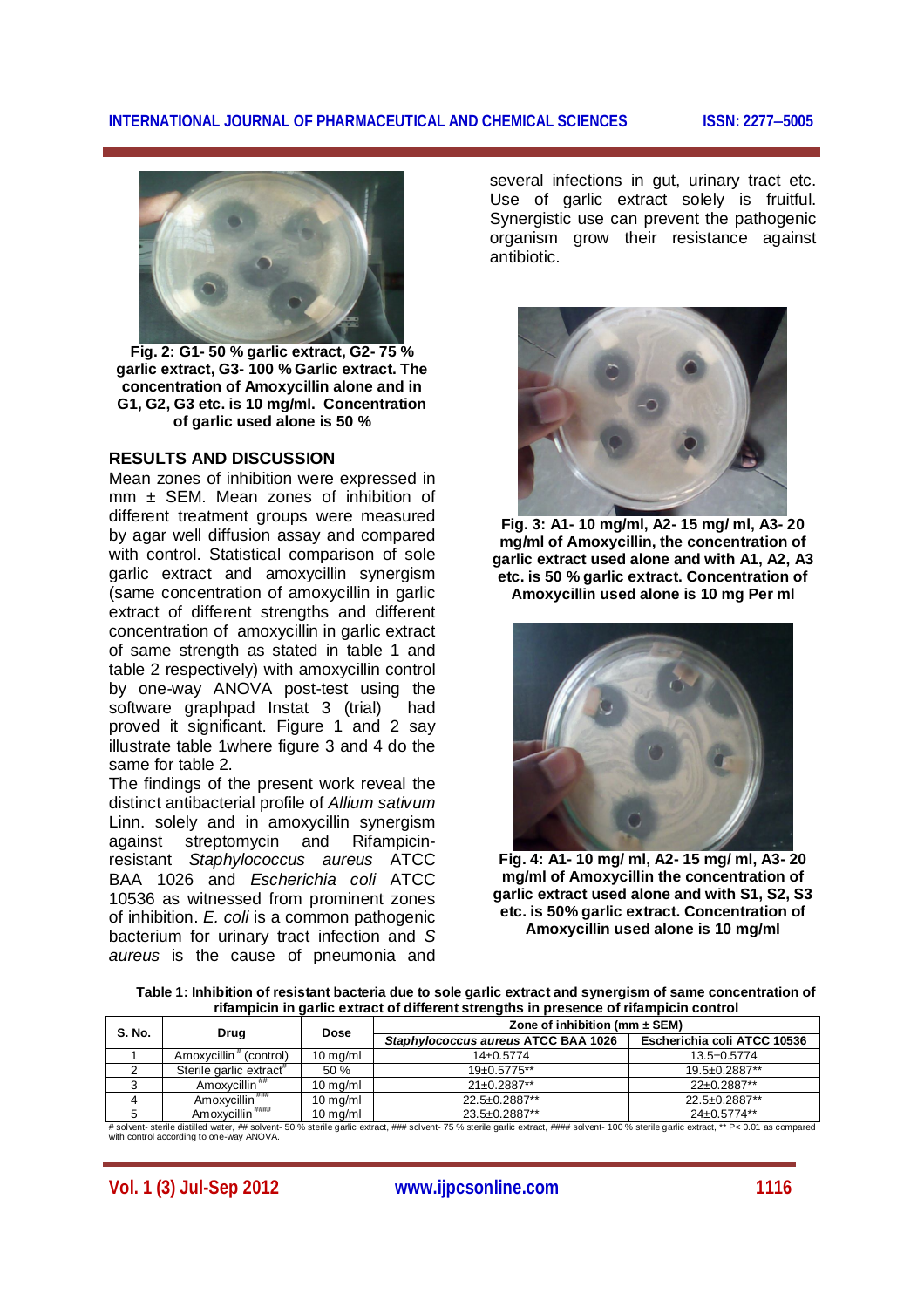**Fig. 2: G1- 50 % garlic extract, G2- 75 % garlic extract, G3- 100 % Garlic extract. The concentration of Amoxycillin alone and in G1, G2, G3 etc. is 10 mg/ml. Concentration of garlic used alone is 50 %**

## RESULTS AND DISCUSSION

Mean zones of inhibition were expressed in mm ± SEM. Mean zones of inhibition of different treatment groups were measured by agar well diffusion assay and compared with control. Statistical comparison of sole garlic extract and amoxycillin synergism (same concentration of amoxycillin in garlic extract of different strengths and different concentration of amoxycillin in garlic extract of same strength as stated in table 1 and table 2 respectively) with amoxycillin control by one-way ANOVA post-test using the software graphpad Instat 3 (trial) had proved it significant. Figure 1 and 2 say illustrate table 1where figure 3 and 4 do the same for table 2.

The findings of the present work reveal the distinct antibacterial profile of *Allium sativum* Linn. solely and in amoxycillin synergism against streptomycin and Rifampicin-resistant *Staphylococcus aureus* ATCC BAA 1026 and *Escherichia coli* ATCC 10536 as witnessed from prominent zones of inhibition. *E. coli* is a common pathogenic bacterium for urinary tract infection and *S aureus* is the cause of pneumonia and several infections in gut, urinary tract etc. Use of garlic extract solely is fruitful. Synergistic use can prevent the pathogenic organism grow their resistance against antibiotic.

**Fig. 3: A1- 10 mg/ml, A2- 15 mg/ ml, A3- 20 mg/ml of Amoxycillin, the concentration of garlic extract used alone and with A1, A2, A3 etc. is 50 % garlic extract. Concentration of Amoxycillin used alone is 10 mg Per ml**

**Fig. 4: A1- 10 mg/ ml, A2- 15 mg/ ml, A3- 20 mg/ml of Amoxycillin the concentration of garlic extract used alone and with S1, S2, S3 etc. is 50% garlic extract. Concentration of Amoxycillin used alone is 10 mg/ml**

**Table 1: Inhibition of resistant bacteria due to sole garlic extract and synergism of same concentration of rifampicin in garlic extract of different strengths in presence of rifampicin control**

| S. No. | Drug | Dose | Zone of inhibition (mm ± SEM) | |
|---|---|---|---|---|
| | | | *Staphylococcus aureus* ATCC BAA 1026 | Escherichia coli ATCC 10536 |
| 1 | Amoxycillin# (control) | 10 mg/ml | 14±0.5774 | 13.5±0.5774 |
| 2 | Sterile garlic extract# | 50 % | 19±0.5775** | 19.5±0.2887** |
| 3 | Amoxycillin## | 10 mg/ml | 21±0.2887** | 22±0.2887** |
| 4 | Amoxycillin### | 10 mg/ml | 22.5±0.2887** | 22.5±0.2887** |
| 5 | Amoxycillin#### | 10 mg/ml | 23.5±0.2887** | 24±0.5774** |

# solvent- sterile distilled water, ## solvent- 50 % sterile garlic extract, ### solvent- 75 % sterile garlic extract, #### solvent- 100 % sterile garlic extract, ** P< 0.01 as compared with control according to one-way ANOVA.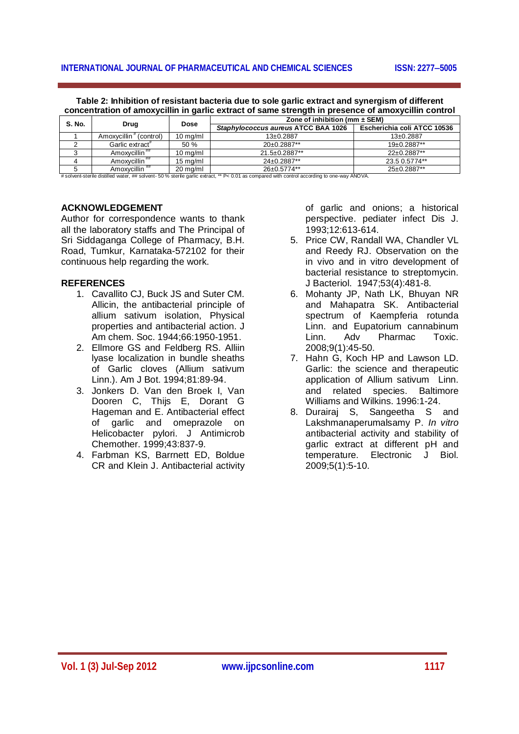**Table 2: Inhibition of resistant bacteria due to sole garlic extract and synergism of different concentration of amoxycillin in garlic extract of same strength in presence of amoxycillin control**

| S. No. | Drug | Dose | Zone of inhibition (mm ± SEM) | |
|---|---|---|---|---|
| | | | *Staphylococcus aureus* ATCC BAA 1026 | Escherichia coli ATCC 10536 |
| 1 | Amoxycillin[#] (control) | 10 mg/ml | 13±0.2887 | 13±0.2887 |
| 2 | Garlic extract[#] | 50 % | 20±0.2887** | 19±0.2887** |
| 3 | Amoxycillin[##] | 10 mg/ml | 21.5±0.2887** | 22±0.2887** |
| 4 | Amoxycillin[##] | 15 mg/ml | 24±0.2887** | 23.5 0.5774** |
| 5 | Amoxycillin[##] | 20 mg/ml | 26±0.5774** | 25±0.2887** |

# solvent-sterile distilled water, ## solvent- 50 % sterile garlic extract, ** P< 0.01 as compared with control according to one-way ANOVA.

## ACKNOWLEDGEMENT

Author for correspondence wants to thank all the laboratory staffs and The Principal of Sri Siddaganga College of Pharmacy, B.H. Road, Tumkur, Karnataka-572102 for their continuous help regarding the work.

## REFERENCES

1. Cavallito CJ, Buck JS and Suter CM. Allicin, the antibacterial principle of allium sativum isolation, Physical properties and antibacterial action. J Am chem. Soc. 1944;66:1950-1951.
2. Ellmore GS and Feldberg RS. Alliin lyase localization in bundle sheaths of Garlic cloves (Allium sativum Linn.). Am J Bot. 1994;81:89-94.
3. Jonkers D. Van den Broek I, Van Dooren C, Thijs E, Dorant G Hageman and E. Antibacterial effect of garlic and omeprazole on Helicobacter pylori. J Antimicrob Chemother. 1999;43:837-9.
4. Farbman KS, Barrnett ED, Boldue CR and Klein J. Antibacterial activity of garlic and onions; a historical perspective. pediater infect Dis J. 1993;12:613-614.
5. Price CW, Randall WA, Chandler VL and Reedy RJ. Observation on the in vivo and in vitro development of bacterial resistance to streptomycin. J Bacteriol. 1947;53(4):481-8.
6. Mohanty JP, Nath LK, Bhuyan NR and Mahapatra SK. Antibacterial spectrum of Kaempferia rotunda Linn. and Eupatorium cannabinum Linn. Adv Pharmac Toxic. 2008;9(1):45-50.
7. Hahn G, Koch HP and Lawson LD. Garlic: the science and therapeutic application of Allium sativum Linn. and related species. Baltimore Williams and Wilkins. 1996:1-24.
8. Durairaj S, Sangeetha S and Lakshmanaperumalsamy P. *In vitro* antibacterial activity and stability of garlic extract at different pH and temperature. Electronic J Biol. 2009;5(1):5-10.